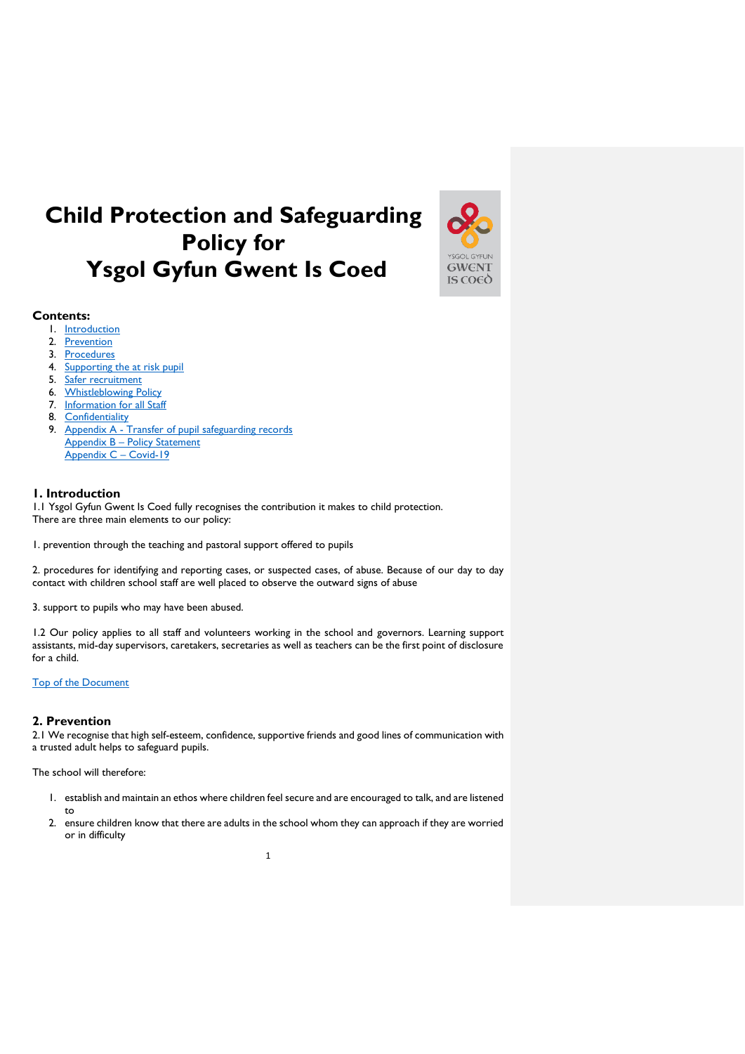# Child Protection and Safeguarding Policy for Ysgol Gyfun Gwent Is Coed

**Contents:**

1. Introduction
2. Prevention
3. Procedures
4. Supporting the at risk pupil
5. Safer recruitment
6. Whistleblowing Policy
7. Information for all Staff
8. Confidentiality
9. Appendix A - Transfer of pupil safeguarding records

   Appendix B – Policy Statement

   Appendix C – Covid-19

## 1. Introduction

1.1 Ysgol Gyfun Gwent Is Coed fully recognises the contribution it makes to child protection. There are three main elements to our policy:

1. prevention through the teaching and pastoral support offered to pupils

2. procedures for identifying and reporting cases, or suspected cases, of abuse. Because of our day to day contact with children school staff are well placed to observe the outward signs of abuse

3. support to pupils who may have been abused.

1.2 Our policy applies to all staff and volunteers working in the school and governors. Learning support assistants, mid-day supervisors, caretakers, secretaries as well as teachers can be the first point of disclosure for a child.

Top of the Document

## 2. Prevention

2.1 We recognise that high self-esteem, confidence, supportive friends and good lines of communication with a trusted adult helps to safeguard pupils.

The school will therefore:

1. establish and maintain an ethos where children feel secure and are encouraged to talk, and are listened to
2. ensure children know that there are adults in the school whom they can approach if they are worried or in difficulty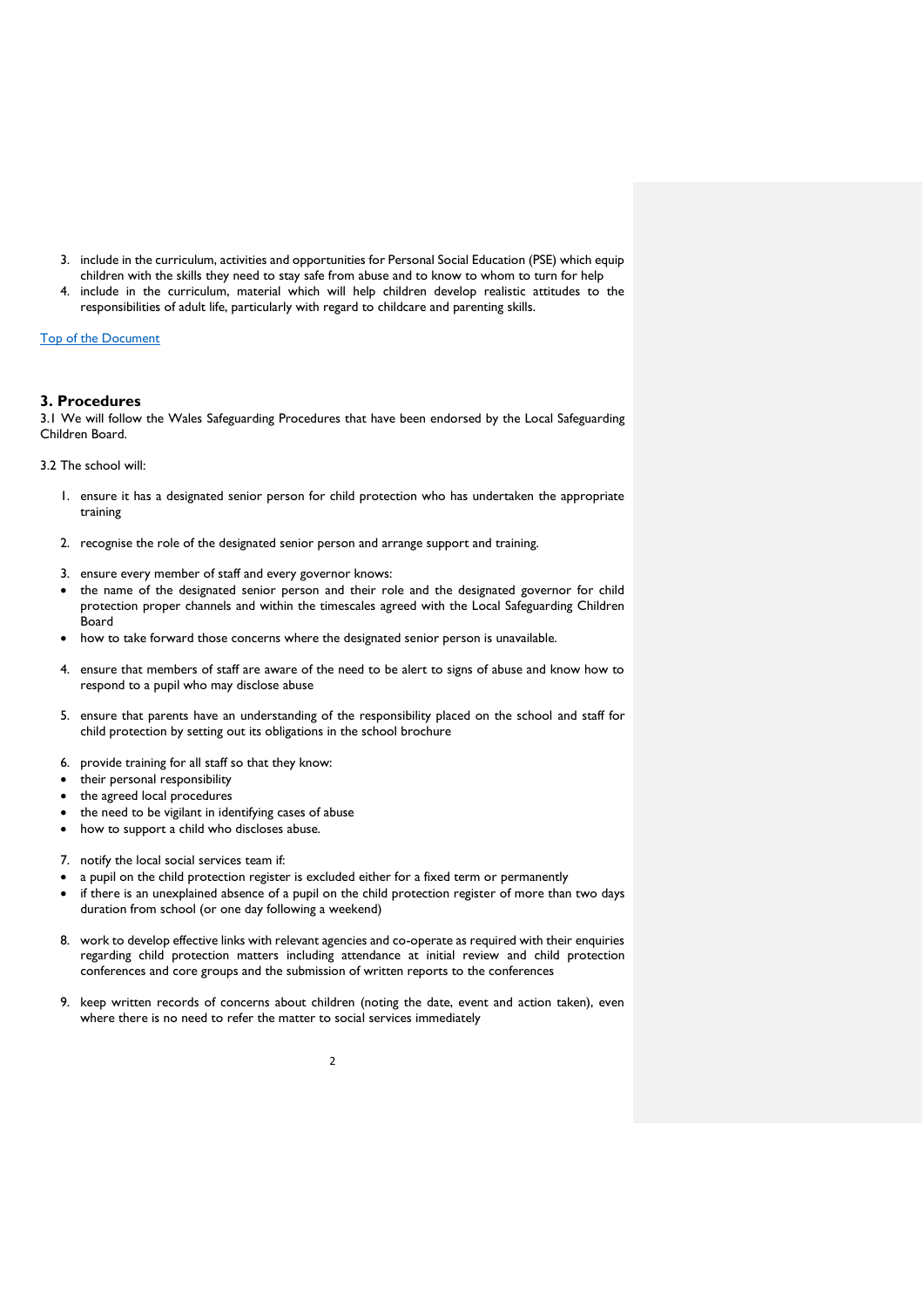3. include in the curriculum, activities and opportunities for Personal Social Education (PSE) which equip children with the skills they need to stay safe from abuse and to know to whom to turn for help
4. include in the curriculum, material which will help children develop realistic attitudes to the responsibilities of adult life, particularly with regard to childcare and parenting skills.

Top of the Document

## 3. Procedures

3.1 We will follow the Wales Safeguarding Procedures that have been endorsed by the Local Safeguarding Children Board.

3.2 The school will:

1. ensure it has a designated senior person for child protection who has undertaken the appropriate training

2. recognise the role of the designated senior person and arrange support and training.

3. ensure every member of staff and every governor knows:
   - the name of the designated senior person and their role and the designated governor for child protection proper channels and within the timescales agreed with the Local Safeguarding Children Board
   - how to take forward those concerns where the designated senior person is unavailable.

4. ensure that members of staff are aware of the need to be alert to signs of abuse and know how to respond to a pupil who may disclose abuse

5. ensure that parents have an understanding of the responsibility placed on the school and staff for child protection by setting out its obligations in the school brochure

6. provide training for all staff so that they know:
   - their personal responsibility
   - the agreed local procedures
   - the need to be vigilant in identifying cases of abuse
   - how to support a child who discloses abuse.

7. notify the local social services team if:
   - a pupil on the child protection register is excluded either for a fixed term or permanently
   - if there is an unexplained absence of a pupil on the child protection register of more than two days duration from school (or one day following a weekend)

8. work to develop effective links with relevant agencies and co-operate as required with their enquiries regarding child protection matters including attendance at initial review and child protection conferences and core groups and the submission of written reports to the conferences

9. keep written records of concerns about children (noting the date, event and action taken), even where there is no need to refer the matter to social services immediately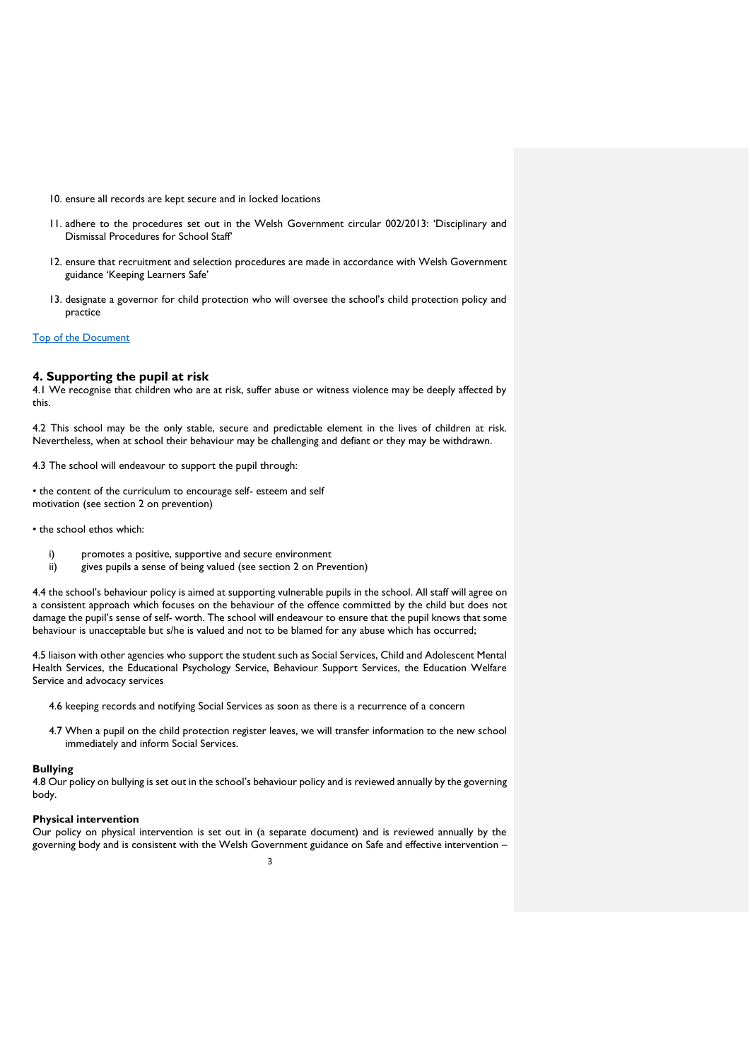10. ensure all records are kept secure and in locked locations

11. adhere to the procedures set out in the Welsh Government circular 002/2013: 'Disciplinary and Dismissal Procedures for School Staff'

12. ensure that recruitment and selection procedures are made in accordance with Welsh Government guidance 'Keeping Learners Safe'

13. designate a governor for child protection who will oversee the school's child protection policy and practice

Top of the Document

## 4. Supporting the pupil at risk

4.1 We recognise that children who are at risk, suffer abuse or witness violence may be deeply affected by this.

4.2 This school may be the only stable, secure and predictable element in the lives of children at risk. Nevertheless, when at school their behaviour may be challenging and defiant or they may be withdrawn.

4.3 The school will endeavour to support the pupil through:

• the content of the curriculum to encourage self- esteem and self motivation (see section 2 on prevention)

• the school ethos which:

i) promotes a positive, supportive and secure environment
ii) gives pupils a sense of being valued (see section 2 on Prevention)

4.4 the school's behaviour policy is aimed at supporting vulnerable pupils in the school. All staff will agree on a consistent approach which focuses on the behaviour of the offence committed by the child but does not damage the pupil's sense of self- worth. The school will endeavour to ensure that the pupil knows that some behaviour is unacceptable but s/he is valued and not to be blamed for any abuse which has occurred;

4.5 liaison with other agencies who support the student such as Social Services, Child and Adolescent Mental Health Services, the Educational Psychology Service, Behaviour Support Services, the Education Welfare Service and advocacy services

4.6 keeping records and notifying Social Services as soon as there is a recurrence of a concern

4.7 When a pupil on the child protection register leaves, we will transfer information to the new school immediately and inform Social Services.

**Bullying**
4.8 Our policy on bullying is set out in the school's behaviour policy and is reviewed annually by the governing body.

**Physical intervention**
Our policy on physical intervention is set out in (a separate document) and is reviewed annually by the governing body and is consistent with the Welsh Government guidance on Safe and effective intervention –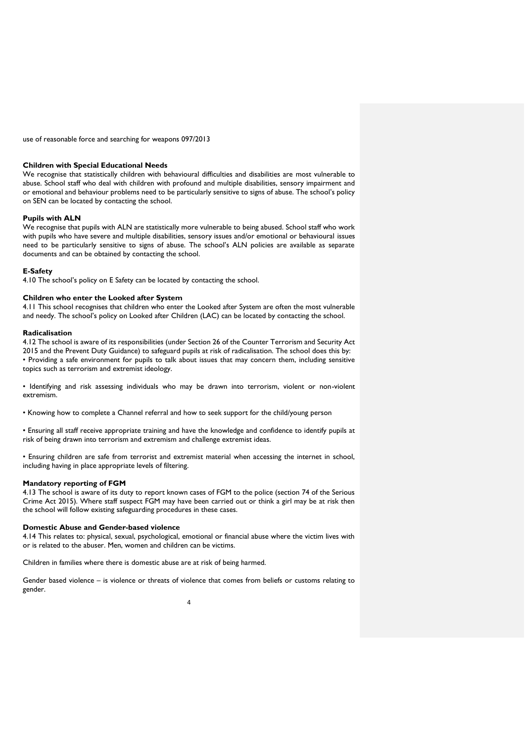use of reasonable force and searching for weapons 097/2013

### Children with Special Educational Needs

We recognise that statistically children with behavioural difficulties and disabilities are most vulnerable to abuse. School staff who deal with children with profound and multiple disabilities, sensory impairment and or emotional and behaviour problems need to be particularly sensitive to signs of abuse. The school's policy on SEN can be located by contacting the school.

### Pupils with ALN

We recognise that pupils with ALN are statistically more vulnerable to being abused. School staff who work with pupils who have severe and multiple disabilities, sensory issues and/or emotional or behavioural issues need to be particularly sensitive to signs of abuse. The school's ALN policies are available as separate documents and can be obtained by contacting the school.

### E-Safety

4.10 The school's policy on E Safety can be located by contacting the school.

### Children who enter the Looked after System

4.11 This school recognises that children who enter the Looked after System are often the most vulnerable and needy. The school's policy on Looked after Children (LAC) can be located by contacting the school.

### Radicalisation

4.12 The school is aware of its responsibilities (under Section 26 of the Counter Terrorism and Security Act 2015 and the Prevent Duty Guidance) to safeguard pupils at risk of radicalisation. The school does this by:

- Providing a safe environment for pupils to talk about issues that may concern them, including sensitive topics such as terrorism and extremist ideology.
- Identifying and risk assessing individuals who may be drawn into terrorism, violent or non-violent extremism.
- Knowing how to complete a Channel referral and how to seek support for the child/young person
- Ensuring all staff receive appropriate training and have the knowledge and confidence to identify pupils at risk of being drawn into terrorism and extremism and challenge extremist ideas.
- Ensuring children are safe from terrorist and extremist material when accessing the internet in school, including having in place appropriate levels of filtering.

### Mandatory reporting of FGM

4.13 The school is aware of its duty to report known cases of FGM to the police (section 74 of the Serious Crime Act 2015). Where staff suspect FGM may have been carried out or think a girl may be at risk then the school will follow existing safeguarding procedures in these cases.

### Domestic Abuse and Gender-based violence

4.14 This relates to: physical, sexual, psychological, emotional or financial abuse where the victim lives with or is related to the abuser. Men, women and children can be victims.

Children in families where there is domestic abuse are at risk of being harmed.

Gender based violence – is violence or threats of violence that comes from beliefs or customs relating to gender.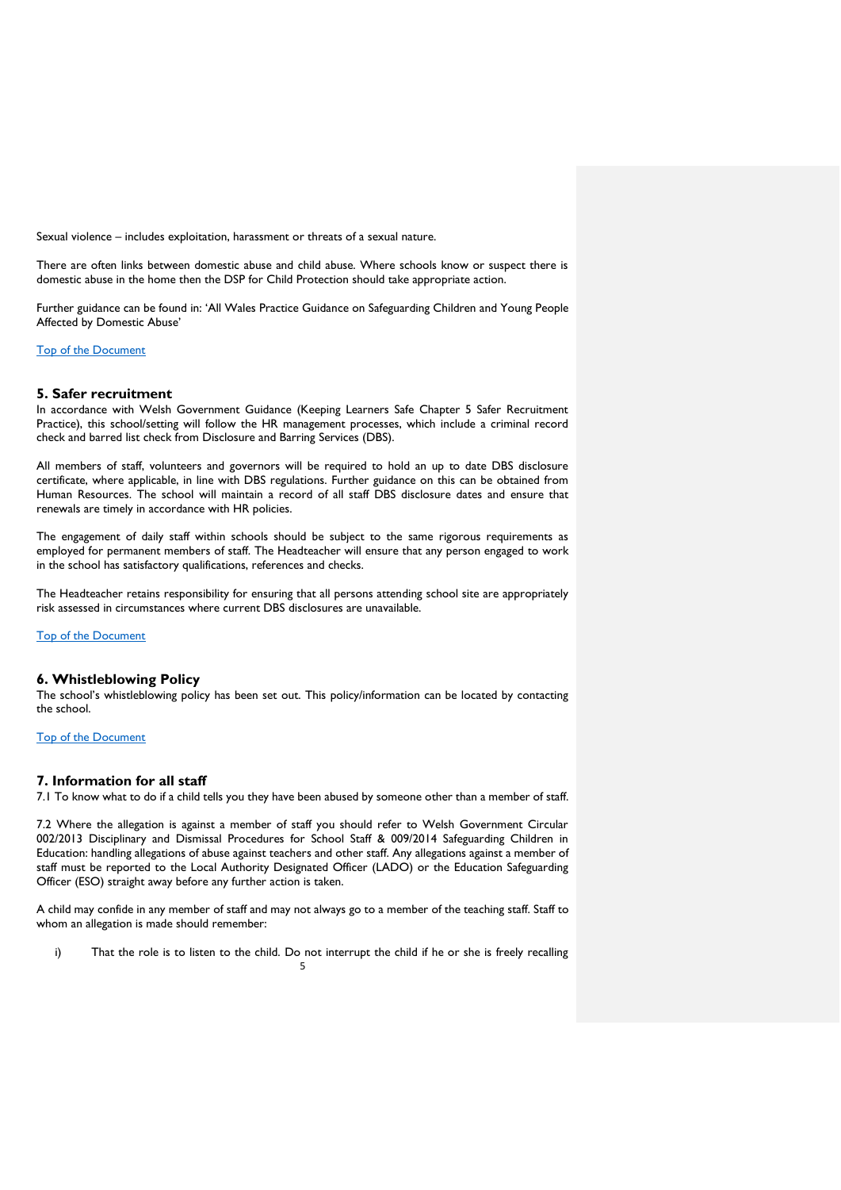Sexual violence – includes exploitation, harassment or threats of a sexual nature.

There are often links between domestic abuse and child abuse. Where schools know or suspect there is domestic abuse in the home then the DSP for Child Protection should take appropriate action.

Further guidance can be found in: 'All Wales Practice Guidance on Safeguarding Children and Young People Affected by Domestic Abuse'

Top of the Document

## 5. Safer recruitment

In accordance with Welsh Government Guidance (Keeping Learners Safe Chapter 5 Safer Recruitment Practice), this school/setting will follow the HR management processes, which include a criminal record check and barred list check from Disclosure and Barring Services (DBS).

All members of staff, volunteers and governors will be required to hold an up to date DBS disclosure certificate, where applicable, in line with DBS regulations. Further guidance on this can be obtained from Human Resources. The school will maintain a record of all staff DBS disclosure dates and ensure that renewals are timely in accordance with HR policies.

The engagement of daily staff within schools should be subject to the same rigorous requirements as employed for permanent members of staff. The Headteacher will ensure that any person engaged to work in the school has satisfactory qualifications, references and checks.

The Headteacher retains responsibility for ensuring that all persons attending school site are appropriately risk assessed in circumstances where current DBS disclosures are unavailable.

Top of the Document

## 6. Whistleblowing Policy

The school's whistleblowing policy has been set out. This policy/information can be located by contacting the school.

Top of the Document

## 7. Information for all staff

7.1 To know what to do if a child tells you they have been abused by someone other than a member of staff.

7.2 Where the allegation is against a member of staff you should refer to Welsh Government Circular 002/2013 Disciplinary and Dismissal Procedures for School Staff & 009/2014 Safeguarding Children in Education: handling allegations of abuse against teachers and other staff. Any allegations against a member of staff must be reported to the Local Authority Designated Officer (LADO) or the Education Safeguarding Officer (ESO) straight away before any further action is taken.

A child may confide in any member of staff and may not always go to a member of the teaching staff. Staff to whom an allegation is made should remember:

i) That the role is to listen to the child. Do not interrupt the child if he or she is freely recalling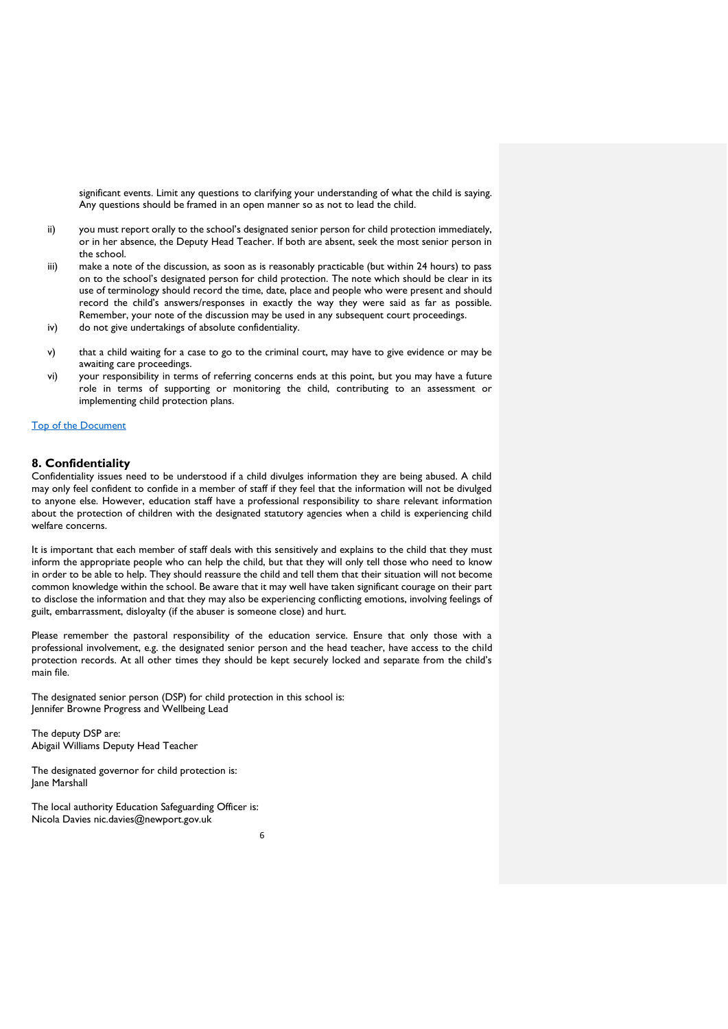significant events. Limit any questions to clarifying your understanding of what the child is saying. Any questions should be framed in an open manner so as not to lead the child.

ii) you must report orally to the school's designated senior person for child protection immediately, or in her absence, the Deputy Head Teacher. If both are absent, seek the most senior person in the school.

iii) make a note of the discussion, as soon as is reasonably practicable (but within 24 hours) to pass on to the school's designated person for child protection. The note which should be clear in its use of terminology should record the time, date, place and people who were present and should record the child's answers/responses in exactly the way they were said as far as possible. Remember, your note of the discussion may be used in any subsequent court proceedings.

iv) do not give undertakings of absolute confidentiality.

v) that a child waiting for a case to go to the criminal court, may have to give evidence or may be awaiting care proceedings.

vi) your responsibility in terms of referring concerns ends at this point, but you may have a future role in terms of supporting or monitoring the child, contributing to an assessment or implementing child protection plans.

[Top of the Document]

## 8. Confidentiality

Confidentiality issues need to be understood if a child divulges information they are being abused. A child may only feel confident to confide in a member of staff if they feel that the information will not be divulged to anyone else. However, education staff have a professional responsibility to share relevant information about the protection of children with the designated statutory agencies when a child is experiencing child welfare concerns.

It is important that each member of staff deals with this sensitively and explains to the child that they must inform the appropriate people who can help the child, but that they will only tell those who need to know in order to be able to help. They should reassure the child and tell them that their situation will not become common knowledge within the school. Be aware that it may well have taken significant courage on their part to disclose the information and that they may also be experiencing conflicting emotions, involving feelings of guilt, embarrassment, disloyalty (if the abuser is someone close) and hurt.

Please remember the pastoral responsibility of the education service. Ensure that only those with a professional involvement, e.g. the designated senior person and the head teacher, have access to the child protection records. At all other times they should be kept securely locked and separate from the child's main file.

The designated senior person (DSP) for child protection in this school is:
Jennifer Browne Progress and Wellbeing Lead

The deputy DSP are:
Abigail Williams Deputy Head Teacher

The designated governor for child protection is:
Jane Marshall

The local authority Education Safeguarding Officer is:
Nicola Davies nic.davies@newport.gov.uk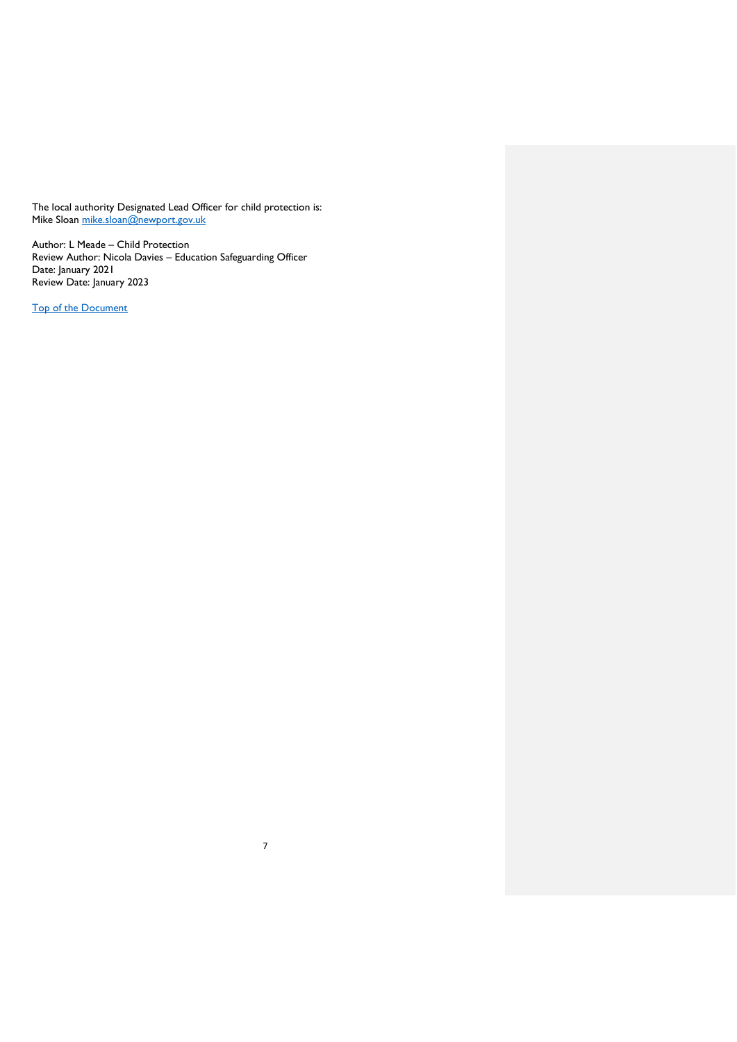The local authority Designated Lead Officer for child protection is:
Mike Sloan [mike.sloan@newport.gov.uk](mailto:mike.sloan@newport.gov.uk)

Author: L Meade – Child Protection
Review Author: Nicola Davies – Education Safeguarding Officer
Date: January 2021
Review Date: January 2023

[Top of the Document](#)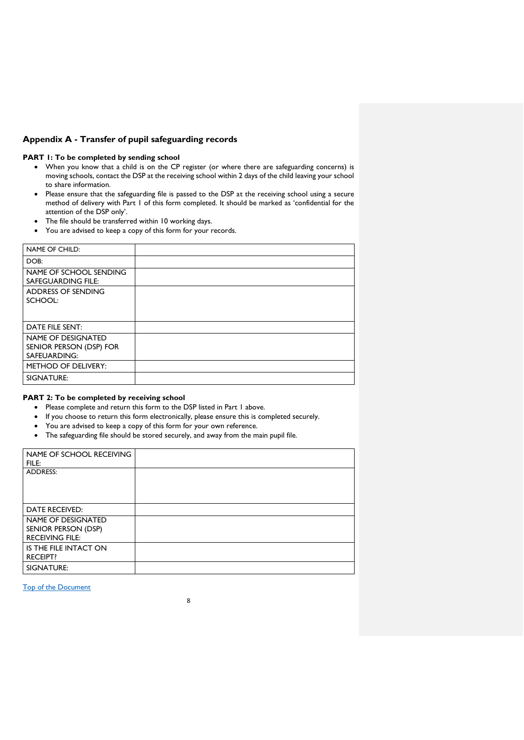## Appendix A - Transfer of pupil safeguarding records

**PART 1: To be completed by sending school**

- When you know that a child is on the CP register (or where there are safeguarding concerns) is moving schools, contact the DSP at the receiving school within 2 days of the child leaving your school to share information.
- Please ensure that the safeguarding file is passed to the DSP at the receiving school using a secure method of delivery with Part 1 of this form completed. It should be marked as 'confidential for the attention of the DSP only'.
- The file should be transferred within 10 working days.
- You are advised to keep a copy of this form for your records.

| | |
|---|---|
| NAME OF CHILD: | |
| DOB: | |
| NAME OF SCHOOL SENDING SAFEGUARDING FILE: | |
| ADDRESS OF SENDING SCHOOL: | |
| DATE FILE SENT: | |
| NAME OF DESIGNATED SENIOR PERSON (DSP) FOR SAFEUARDING: | |
| METHOD OF DELIVERY: | |
| SIGNATURE: | |

**PART 2: To be completed by receiving school**

- Please complete and return this form to the DSP listed in Part 1 above.
- If you choose to return this form electronically, please ensure this is completed securely.
- You are advised to keep a copy of this form for your own reference.
- The safeguarding file should be stored securely, and away from the main pupil file.

| | |
|---|---|
| NAME OF SCHOOL RECEIVING FILE: | |
| ADDRESS: | |
| DATE RECEIVED: | |
| NAME OF DESIGNATED SENIOR PERSON (DSP) RECEIVING FILE: | |
| IS THE FILE INTACT ON RECEIPT? | |
| SIGNATURE: | |

Top of the Document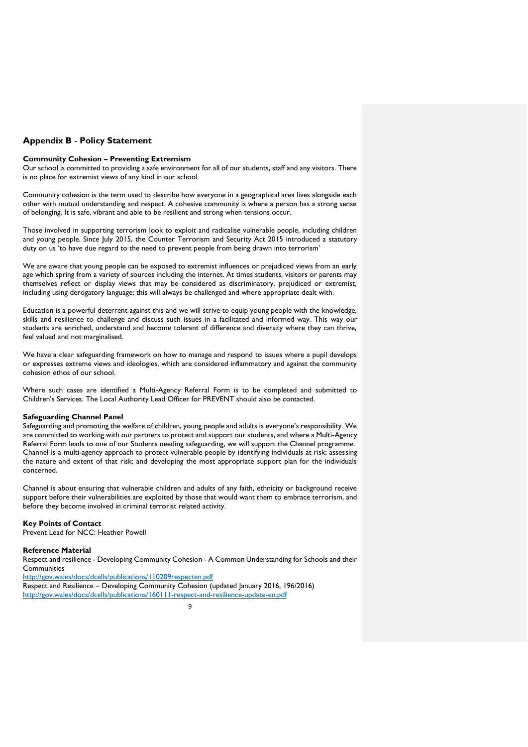## Appendix B - Policy Statement

**Community Cohesion – Preventing Extremism**
Our school is committed to providing a safe environment for all of our students, staff and any visitors. There is no place for extremist views of any kind in our school.

Community cohesion is the term used to describe how everyone in a geographical area lives alongside each other with mutual understanding and respect. A cohesive community is where a person has a strong sense of belonging. It is safe, vibrant and able to be resilient and strong when tensions occur.

Those involved in supporting terrorism look to exploit and radicalise vulnerable people, including children and young people. Since July 2015, the Counter Terrorism and Security Act 2015 introduced a statutory duty on us 'to have due regard to the need to prevent people from being drawn into terrorism'

We are aware that young people can be exposed to extremist influences or prejudiced views from an early age which spring from a variety of sources including the internet. At times students, visitors or parents may themselves reflect or display views that may be considered as discriminatory, prejudiced or extremist, including using derogatory language; this will always be challenged and where appropriate dealt with.

Education is a powerful deterrent against this and we will strive to equip young people with the knowledge, skills and resilience to challenge and discuss such issues in a facilitated and informed way. This way our students are enriched, understand and become tolerant of difference and diversity where they can thrive, feel valued and not marginalised.

We have a clear safeguarding framework on how to manage and respond to issues where a pupil develops or expresses extreme views and ideologies, which are considered inflammatory and against the community cohesion ethos of our school.

Where such cases are identified a Multi-Agency Referral Form is to be completed and submitted to Children's Services. The Local Authority Lead Officer for PREVENT should also be contacted.

**Safeguarding Channel Panel**
Safeguarding and promoting the welfare of children, young people and adults is everyone's responsibility. We are committed to working with our partners to protect and support our students, and where a Multi-Agency Referral Form leads to one of our Students needing safeguarding, we will support the Channel programme. Channel is a multi-agency approach to protect vulnerable people by identifying individuals at risk; assessing the nature and extent of that risk; and developing the most appropriate support plan for the individuals concerned.

Channel is about ensuring that vulnerable children and adults of any faith, ethnicity or background receive support before their vulnerabilities are exploited by those that would want them to embrace terrorism, and before they become involved in criminal terrorist related activity.

**Key Points of Contact**
Prevent Lead for NCC: Heather Powell

**Reference Material**
Respect and resilience - Developing Community Cohesion - A Common Understanding for Schools and their Communities
http://gov.wales/docs/dcells/publications/110209respecten.pdf
Respect and Resilience – Developing Community Cohesion (updated January 2016, 196/2016)
http://gov.wales/docs/dcells/publications/160111-respect-and-resilience-update-en.pdf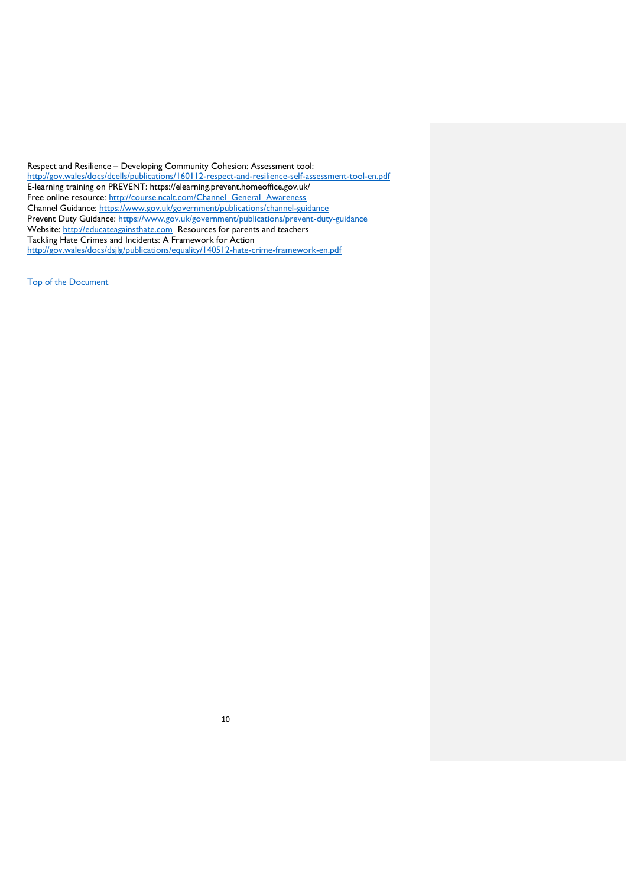Respect and Resilience – Developing Community Cohesion: Assessment tool: http://gov.wales/docs/dcells/publications/160112-respect-and-resilience-self-assessment-tool-en.pdf
E-learning training on PREVENT: https://elearning.prevent.homeoffice.gov.uk/
Free online resource: http://course.ncalt.com/Channel_General_Awareness
Channel Guidance: https://www.gov.uk/government/publications/channel-guidance
Prevent Duty Guidance: https://www.gov.uk/government/publications/prevent-duty-guidance
Website: http://educateagainsthate.com Resources for parents and teachers
Tackling Hate Crimes and Incidents: A Framework for Action
http://gov.wales/docs/dsjlg/publications/equality/140512-hate-crime-framework-en.pdf

Top of the Document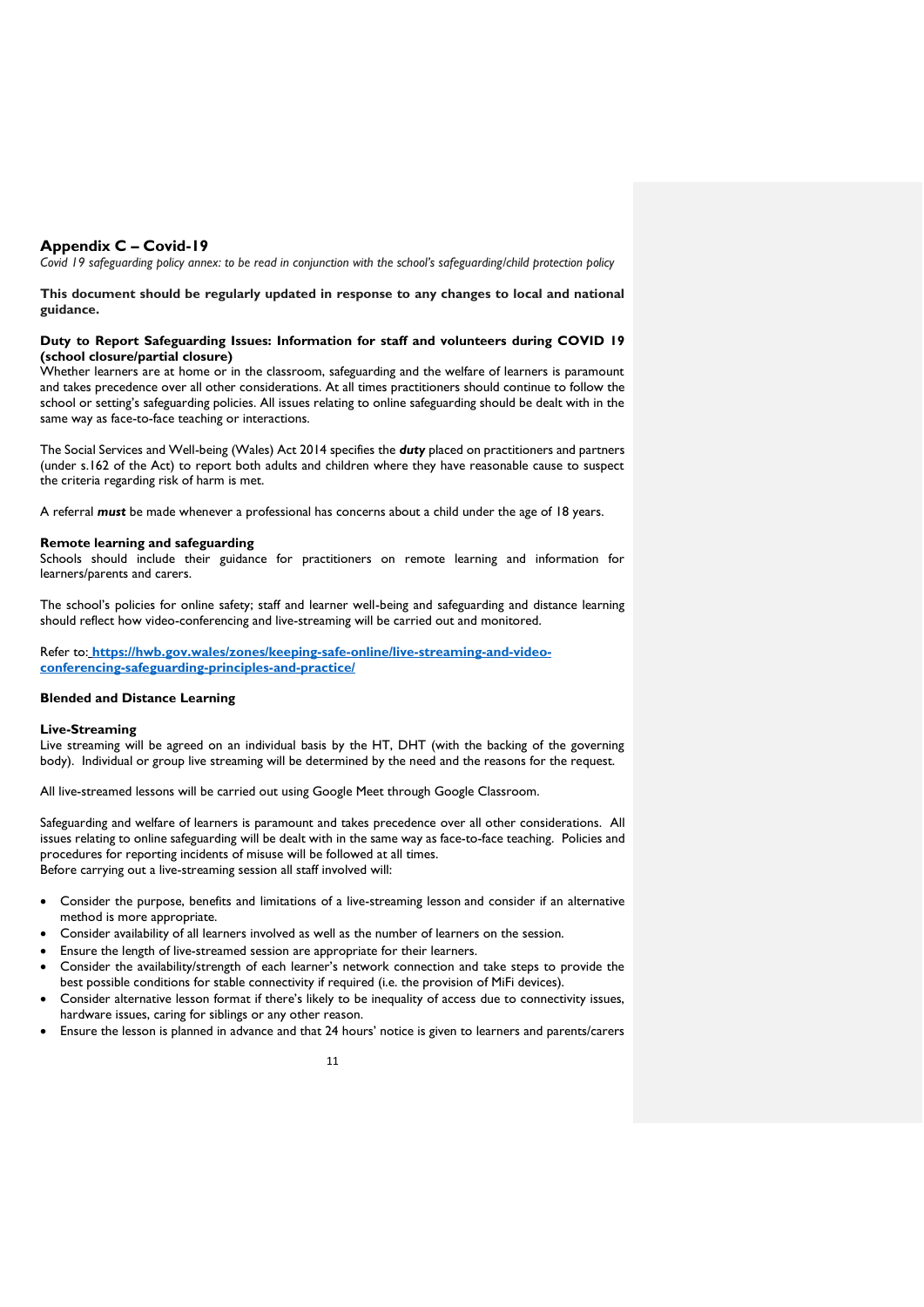## Appendix C – Covid-19

*Covid 19 safeguarding policy annex: to be read in conjunction with the school's safeguarding/child protection policy*

**This document should be regularly updated in response to any changes to local and national guidance.**

**Duty to Report Safeguarding Issues: Information for staff and volunteers during COVID 19 (school closure/partial closure)**

Whether learners are at home or in the classroom, safeguarding and the welfare of learners is paramount and takes precedence over all other considerations. At all times practitioners should continue to follow the school or setting's safeguarding policies. All issues relating to online safeguarding should be dealt with in the same way as face-to-face teaching or interactions.

The Social Services and Well-being (Wales) Act 2014 specifies the ***duty*** placed on practitioners and partners (under s.162 of the Act) to report both adults and children where they have reasonable cause to suspect the criteria regarding risk of harm is met.

A referral ***must*** be made whenever a professional has concerns about a child under the age of 18 years.

**Remote learning and safeguarding**

Schools should include their guidance for practitioners on remote learning and information for learners/parents and carers.

The school's policies for online safety; staff and learner well-being and safeguarding and distance learning should reflect how video-conferencing and live-streaming will be carried out and monitored.

Refer to: **https://hwb.gov.wales/zones/keeping-safe-online/live-streaming-and-video-conferencing-safeguarding-principles-and-practice/**

**Blended and Distance Learning**

**Live-Streaming**

Live streaming will be agreed on an individual basis by the HT, DHT (with the backing of the governing body). Individual or group live streaming will be determined by the need and the reasons for the request.

All live-streamed lessons will be carried out using Google Meet through Google Classroom.

Safeguarding and welfare of learners is paramount and takes precedence over all other considerations. All issues relating to online safeguarding will be dealt with in the same way as face-to-face teaching. Policies and procedures for reporting incidents of misuse will be followed at all times.
Before carrying out a live-streaming session all staff involved will:

- Consider the purpose, benefits and limitations of a live-streaming lesson and consider if an alternative method is more appropriate.
- Consider availability of all learners involved as well as the number of learners on the session.
- Ensure the length of live-streamed session are appropriate for their learners.
- Consider the availability/strength of each learner's network connection and take steps to provide the best possible conditions for stable connectivity if required (i.e. the provision of MiFi devices).
- Consider alternative lesson format if there's likely to be inequality of access due to connectivity issues, hardware issues, caring for siblings or any other reason.
- Ensure the lesson is planned in advance and that 24 hours' notice is given to learners and parents/carers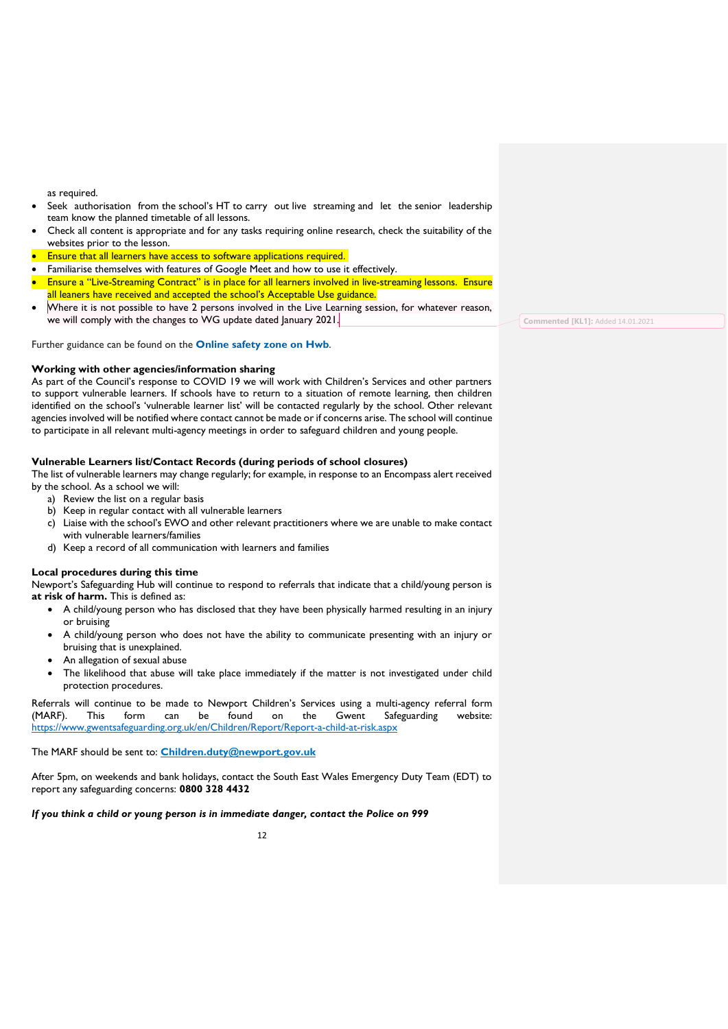as required.

- Seek authorisation from the school's HT to carry out live streaming and let the senior leadership team know the planned timetable of all lessons.
- Check all content is appropriate and for any tasks requiring online research, check the suitability of the websites prior to the lesson.
- Ensure that all learners have access to software applications required.
- Familiarise themselves with features of Google Meet and how to use it effectively.
- Ensure a "Live-Streaming Contract" is in place for all learners involved in live-streaming lessons. Ensure all leaners have received and accepted the school's Acceptable Use guidance.
- Where it is not possible to have 2 persons involved in the Live Learning session, for whatever reason, we will comply with the changes to WG update dated January 2021.

Commented [KL1]: Added 14.01.2021

Further guidance can be found on the **Online safety zone on Hwb**.

**Working with other agencies/information sharing**

As part of the Council's response to COVID 19 we will work with Children's Services and other partners to support vulnerable learners. If schools have to return to a situation of remote learning, then children identified on the school's 'vulnerable learner list' will be contacted regularly by the school. Other relevant agencies involved will be notified where contact cannot be made or if concerns arise. The school will continue to participate in all relevant multi-agency meetings in order to safeguard children and young people.

**Vulnerable Learners list/Contact Records (during periods of school closures)**

The list of vulnerable learners may change regularly; for example, in response to an Encompass alert received by the school. As a school we will:

a) Review the list on a regular basis
b) Keep in regular contact with all vulnerable learners
c) Liaise with the school's EWO and other relevant practitioners where we are unable to make contact with vulnerable learners/families
d) Keep a record of all communication with learners and families

**Local procedures during this time**

Newport's Safeguarding Hub will continue to respond to referrals that indicate that a child/young person is **at risk of harm.** This is defined as:

- A child/young person who has disclosed that they have been physically harmed resulting in an injury or bruising
- A child/young person who does not have the ability to communicate presenting with an injury or bruising that is unexplained.
- An allegation of sexual abuse
- The likelihood that abuse will take place immediately if the matter is not investigated under child protection procedures.

Referrals will continue to be made to Newport Children's Services using a multi-agency referral form (MARF). This form can be found on the Gwent Safeguarding website: https://www.gwentsafeguarding.org.uk/en/Children/Report/Report-a-child-at-risk.aspx

The MARF should be sent to: **Children.duty@newport.gov.uk**

After 5pm, on weekends and bank holidays, contact the South East Wales Emergency Duty Team (EDT) to report any safeguarding concerns: **0800 328 4432**

***If you think a child or young person is in immediate danger, contact the Police on 999***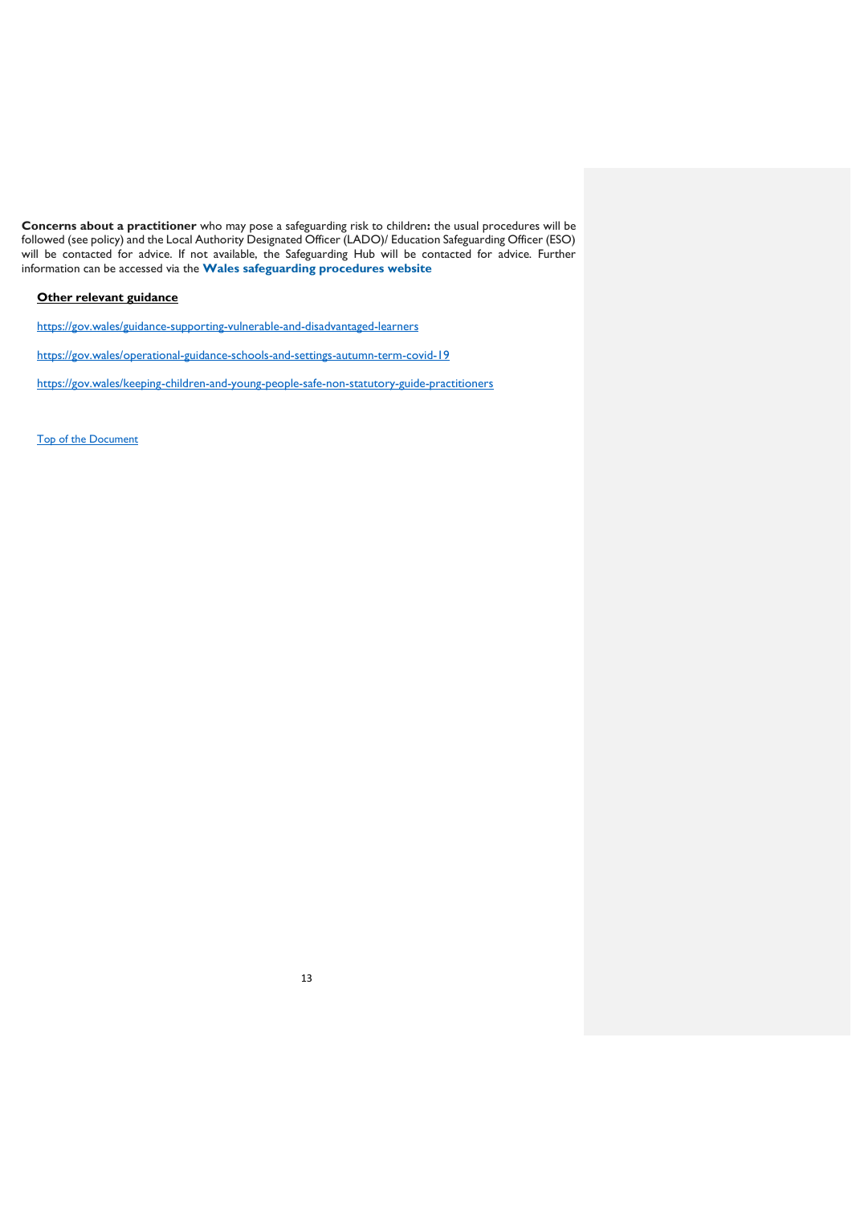**Concerns about a practitioner** who may pose a safeguarding risk to children**:** the usual procedures will be followed (see policy) and the Local Authority Designated Officer (LADO)/ Education Safeguarding Officer (ESO) will be contacted for advice. If not available, the Safeguarding Hub will be contacted for advice. Further information can be accessed via the **Wales safeguarding procedures website**

**Other relevant guidance**

https://gov.wales/guidance-supporting-vulnerable-and-disadvantaged-learners

https://gov.wales/operational-guidance-schools-and-settings-autumn-term-covid-19

https://gov.wales/keeping-children-and-young-people-safe-non-statutory-guide-practitioners

Top of the Document